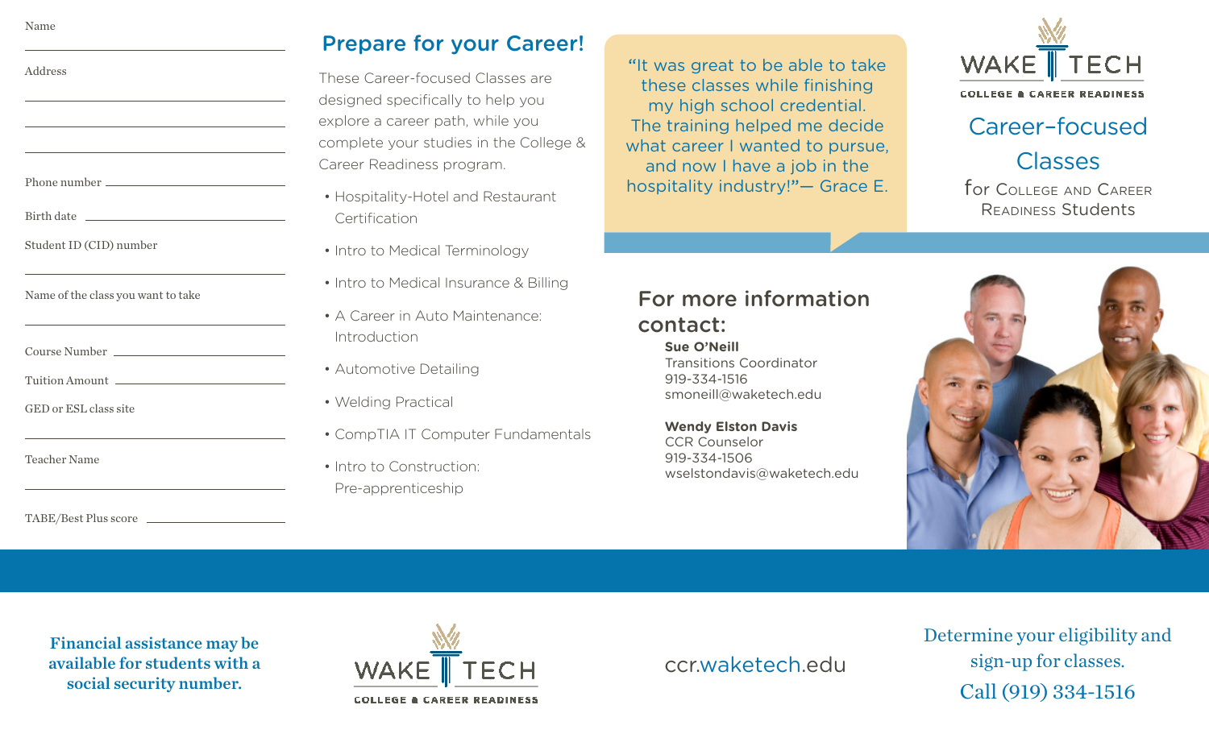Name

Address

Phone number

Birth date

Student ID (CID) number

Name of the class you want to take

Course Number

Tuition Amount

GED or ESL class site

Teacher Name

TABE/Best Plus score

## Prepare for your Career!

These Career-focused Classes are designed specifically to help you explore a career path, while you complete your studies in the College & Career Readiness program.

- Hospitality-Hotel and Restaurant Certification
- Intro to Medical Terminology
- Intro to Medical Insurance & Billing
- A Career in Auto Maintenance: Introduction
- Automotive Detailing
- Welding Practical
- CompTIA IT Computer Fundamentals
- Intro to Construction: Pre-apprenticeship

"It was great to be able to take these classes while finishing my high school credential. The training helped me decide what career I wanted to pursue, and now I have a job in the hospitality industry!"— Grace E.

WAKE TECH
COLLEGE & CAREER READINESS

# Career–focused Classes

for College and Career Readiness Students

## For more information contact:

**Sue O'Neill**
Transitions Coordinator
919-334-1516
smoneill@waketech.edu

**Wendy Elston Davis**
CCR Counselor
919-334-1506
wselstondavis@waketech.edu

**Financial assistance may be available for students with a social security number.**

WAKE TECH
COLLEGE & CAREER READINESS

ccr.waketech.edu

Determine your eligibility and sign-up for classes.
Call (919) 334-1516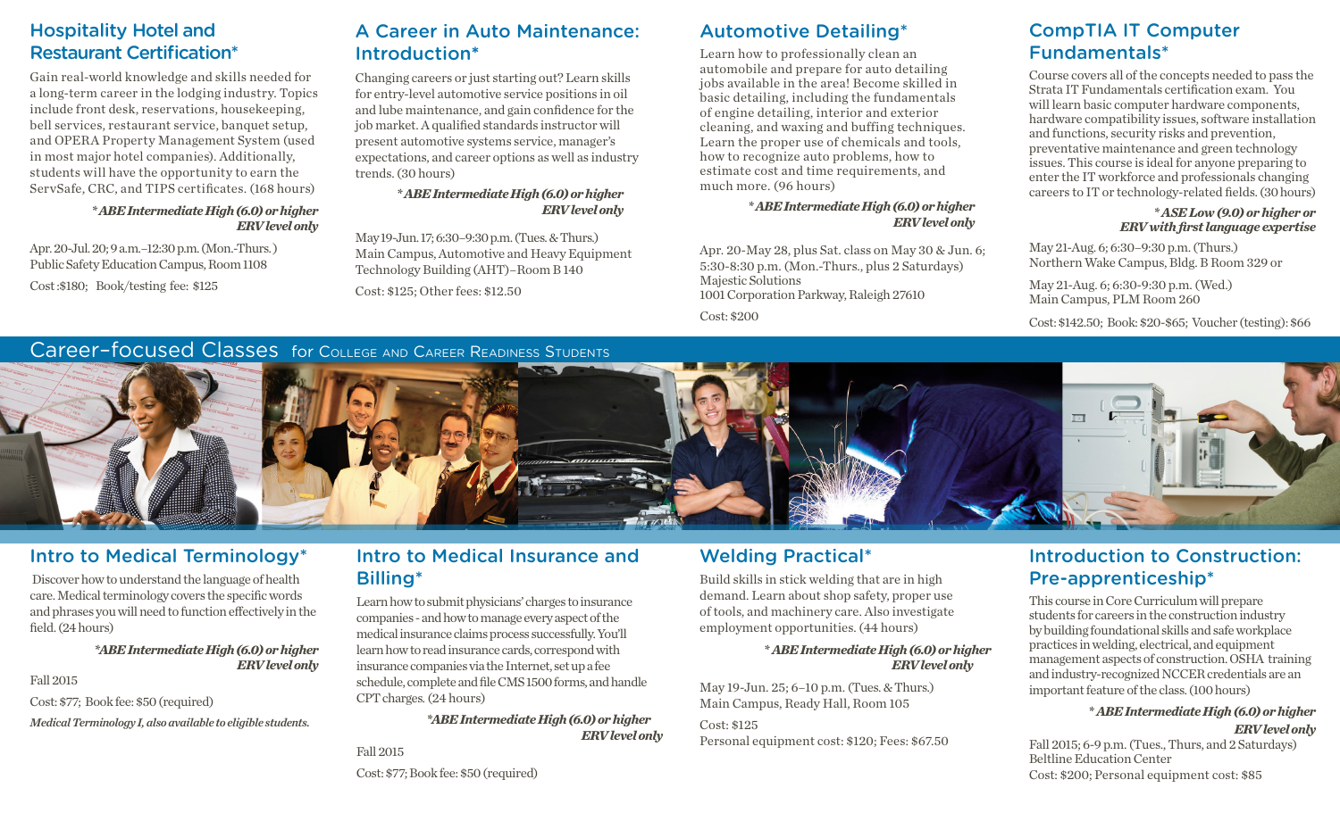## Hospitality Hotel and Restaurant Certification*

Gain real-world knowledge and skills needed for a long-term career in the lodging industry. Topics include front desk, reservations, housekeeping, bell services, restaurant service, banquet setup, and OPERA Property Management System (used in most major hotel companies). Additionally, students will have the opportunity to earn the ServSafe, CRC, and TIPS certificates. (168 hours)

***ABE Intermediate High (6.0) or higher ERV level only***

Apr. 20-Jul. 20; 9 a.m.–12:30 p.m. (Mon.-Thurs.)
Public Safety Education Campus, Room 1108

Cost :$180; Book/testing fee: $125

## A Career in Auto Maintenance: Introduction*

Changing careers or just starting out? Learn skills for entry-level automotive service positions in oil and lube maintenance, and gain confidence for the job market. A qualified standards instructor will present automotive systems service, manager's expectations, and career options as well as industry trends. (30 hours)

***ABE Intermediate High (6.0) or higher ERV level only***

May 19-Jun. 17; 6:30–9:30 p.m. (Tues. & Thurs.)
Main Campus, Automotive and Heavy Equipment Technology Building (AHT)–Room B 140

Cost: $125; Other fees: $12.50

## Automotive Detailing*

Learn how to professionally clean an automobile and prepare for auto detailing jobs available in the area! Become skilled in basic detailing, including the fundamentals of engine detailing, interior and exterior cleaning, and waxing and buffing techniques. Learn the proper use of chemicals and tools, how to recognize auto problems, how to estimate cost and time requirements, and much more. (96 hours)

***ABE Intermediate High (6.0) or higher ERV level only***

Apr. 20-May 28, plus Sat. class on May 30 & Jun. 6; 5:30-8:30 p.m. (Mon.-Thurs., plus 2 Saturdays)
Majestic Solutions
1001 Corporation Parkway, Raleigh 27610

Cost: $200

## CompTIA IT Computer Fundamentals*

Course covers all of the concepts needed to pass the Strata IT Fundamentals certification exam. You will learn basic computer hardware components, hardware compatibility issues, software installation and functions, security risks and prevention, preventative maintenance and green technology issues. This course is ideal for anyone preparing to enter the IT workforce and professionals changing careers to IT or technology-related fields. (30 hours)

***ASE Low (9.0) or higher or ERV with first language expertise***

May 21-Aug. 6; 6:30–9:30 p.m. (Thurs.)
Northern Wake Campus, Bldg. B Room 329 or

May 21-Aug. 6; 6:30-9:30 p.m. (Wed.)
Main Campus, PLM Room 260

Cost: $142.50; Book: $20-$65; Voucher (testing): $66

# Career-focused Classes for College and Career Readiness Students

## Intro to Medical Terminology*

Discover how to understand the language of health care. Medical terminology covers the specific words and phrases you will need to function effectively in the field. (24 hours)

***ABE Intermediate High (6.0) or higher ERV level only***

Fall 2015

Cost: $77; Book fee: $50 (required)

***Medical Terminology I, also available to eligible students.***

## Intro to Medical Insurance and Billing*

Learn how to submit physicians' charges to insurance companies - and how to manage every aspect of the medical insurance claims process successfully. You'll learn how to read insurance cards, correspond with insurance companies via the Internet, set up a fee schedule, complete and file CMS 1500 forms, and handle CPT charges. (24 hours)

***ABE Intermediate High (6.0) or higher ERV level only***

Fall 2015

Cost: $77; Book fee: $50 (required)

## Welding Practical*

Build skills in stick welding that are in high demand. Learn about shop safety, proper use of tools, and machinery care. Also investigate employment opportunities. (44 hours)

***ABE Intermediate High (6.0) or higher ERV level only***

May 19-Jun. 25; 6–10 p.m. (Tues. & Thurs.)
Main Campus, Ready Hall, Room 105

Cost: $125
Personal equipment cost: $120; Fees: $67.50

## Introduction to Construction: Pre-apprenticeship*

This course in Core Curriculum will prepare students for careers in the construction industry by building foundational skills and safe workplace practices in welding, electrical, and equipment management aspects of construction. OSHA training and industry-recognized NCCER credentials are an important feature of the class. (100 hours)

***ABE Intermediate High (6.0) or higher ERV level only***

Fall 2015; 6-9 p.m. (Tues., Thurs, and 2 Saturdays)
Beltline Education Center
Cost: $200; Personal equipment cost: $85